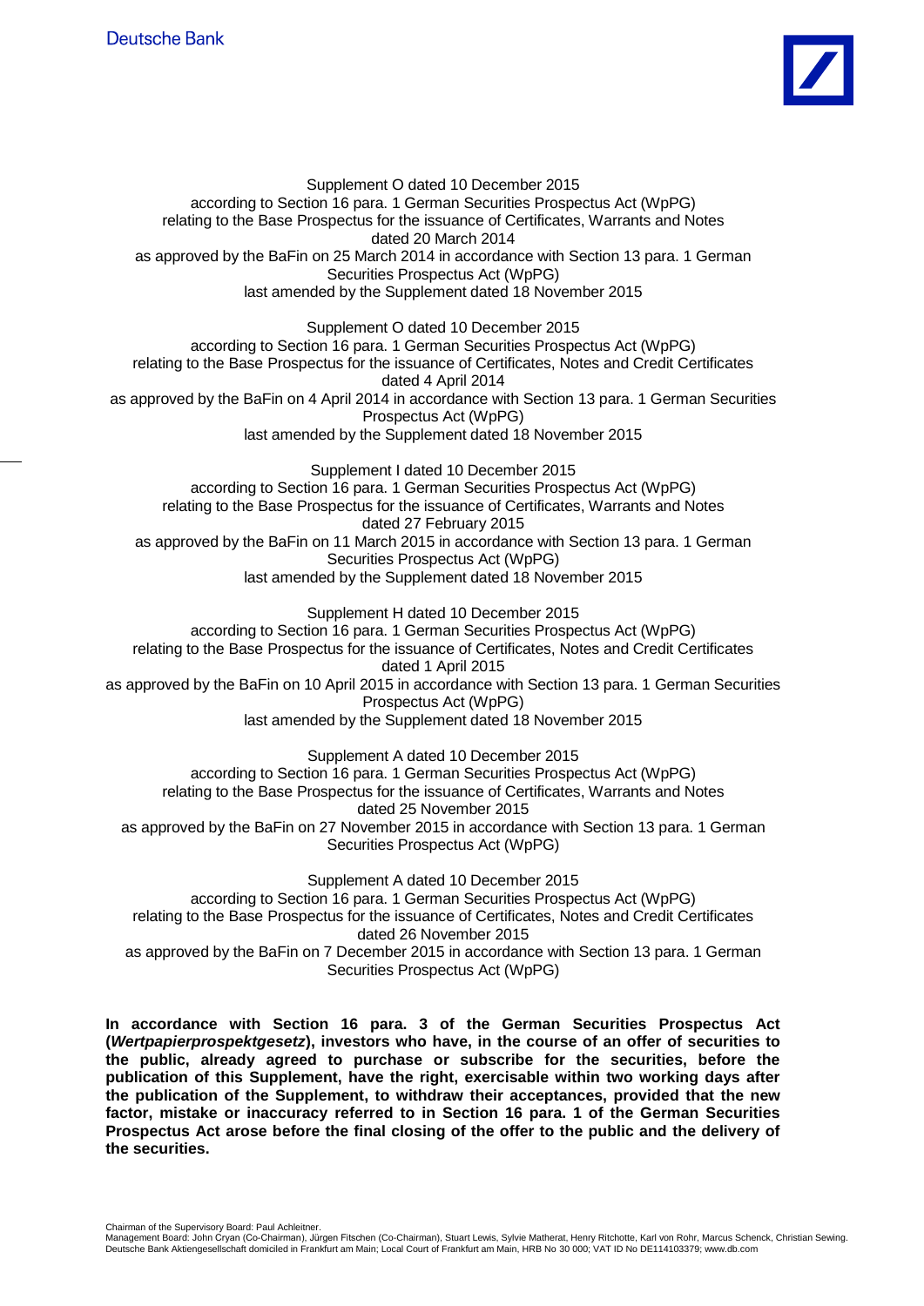Deutsche Bank

Supplement O dated 10 December 2015
according to Section 16 para. 1 German Securities Prospectus Act (WpPG)
relating to the Base Prospectus for the issuance of Certificates, Warrants and Notes
dated 20 March 2014
as approved by the BaFin on 25 March 2014 in accordance with Section 13 para. 1 German Securities Prospectus Act (WpPG)
last amended by the Supplement dated 18 November 2015

Supplement O dated 10 December 2015
according to Section 16 para. 1 German Securities Prospectus Act (WpPG)
relating to the Base Prospectus for the issuance of Certificates, Notes and Credit Certificates
dated 4 April 2014
as approved by the BaFin on 4 April 2014 in accordance with Section 13 para. 1 German Securities Prospectus Act (WpPG)
last amended by the Supplement dated 18 November 2015

Supplement I dated 10 December 2015
according to Section 16 para. 1 German Securities Prospectus Act (WpPG)
relating to the Base Prospectus for the issuance of Certificates, Warrants and Notes
dated 27 February 2015
as approved by the BaFin on 11 March 2015 in accordance with Section 13 para. 1 German Securities Prospectus Act (WpPG)
last amended by the Supplement dated 18 November 2015

Supplement H dated 10 December 2015
according to Section 16 para. 1 German Securities Prospectus Act (WpPG)
relating to the Base Prospectus for the issuance of Certificates, Notes and Credit Certificates
dated 1 April 2015
as approved by the BaFin on 10 April 2015 in accordance with Section 13 para. 1 German Securities Prospectus Act (WpPG)
last amended by the Supplement dated 18 November 2015

Supplement A dated 10 December 2015
according to Section 16 para. 1 German Securities Prospectus Act (WpPG)
relating to the Base Prospectus for the issuance of Certificates, Warrants and Notes
dated 25 November 2015
as approved by the BaFin on 27 November 2015 in accordance with Section 13 para. 1 German Securities Prospectus Act (WpPG)

Supplement A dated 10 December 2015
according to Section 16 para. 1 German Securities Prospectus Act (WpPG)
relating to the Base Prospectus for the issuance of Certificates, Notes and Credit Certificates
dated 26 November 2015
as approved by the BaFin on 7 December 2015 in accordance with Section 13 para. 1 German Securities Prospectus Act (WpPG)

**In accordance with Section 16 para. 3 of the German Securities Prospectus Act (*Wertpapierprospektgesetz*), investors who have, in the course of an offer of securities to the public, already agreed to purchase or subscribe for the securities, before the publication of this Supplement, have the right, exercisable within two working days after the publication of the Supplement, to withdraw their acceptances, provided that the new factor, mistake or inaccuracy referred to in Section 16 para. 1 of the German Securities Prospectus Act arose before the final closing of the offer to the public and the delivery of the securities.**

Chairman of the Supervisory Board: Paul Achleitner.
Management Board: John Cryan (Co-Chairman), Jürgen Fitschen (Co-Chairman), Stuart Lewis, Sylvie Matherat, Henry Ritchotte, Karl von Rohr, Marcus Schenck, Christian Sewing.
Deutsche Bank Aktiengesellschaft domiciled in Frankfurt am Main; Local Court of Frankfurt am Main, HRB No 30 000; VAT ID No DE114103379; www.db.com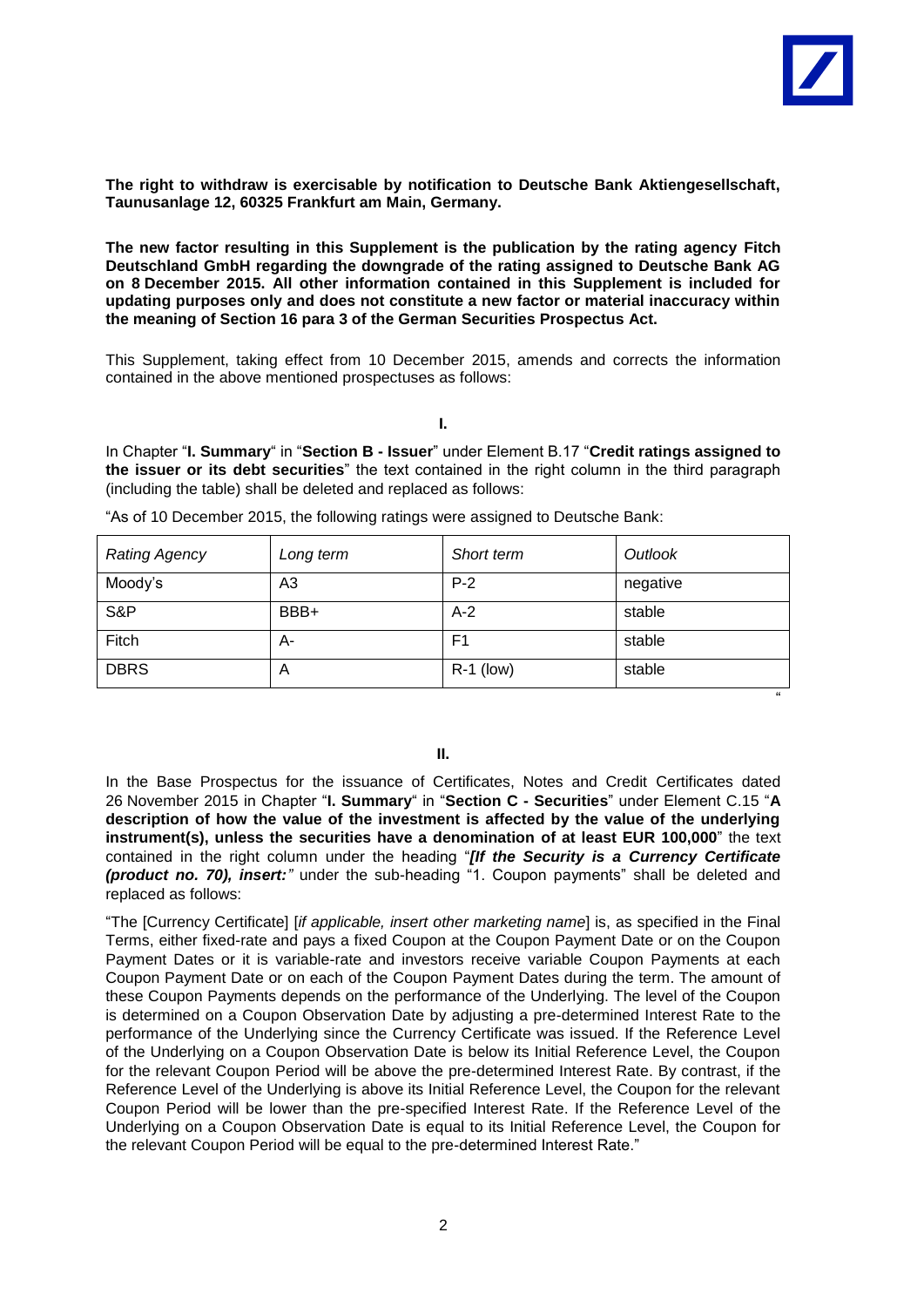**The right to withdraw is exercisable by notification to Deutsche Bank Aktiengesellschaft, Taunusanlage 12, 60325 Frankfurt am Main, Germany.**

**The new factor resulting in this Supplement is the publication by the rating agency Fitch Deutschland GmbH regarding the downgrade of the rating assigned to Deutsche Bank AG on 8 December 2015. All other information contained in this Supplement is included for updating purposes only and does not constitute a new factor or material inaccuracy within the meaning of Section 16 para 3 of the German Securities Prospectus Act.**

This Supplement, taking effect from 10 December 2015, amends and corrects the information contained in the above mentioned prospectuses as follows:

**I.**

In Chapter "**I. Summary**" in "**Section B - Issuer**" under Element B.17 "**Credit ratings assigned to the issuer or its debt securities**" the text contained in the right column in the third paragraph (including the table) shall be deleted and replaced as follows:

"As of 10 December 2015, the following ratings were assigned to Deutsche Bank:

| *Rating Agency* | *Long term* | *Short term* | *Outlook* |
|---|---|---|---|
| Moody's | A3 | P-2 | negative |
| S&P | BBB+ | A-2 | stable |
| Fitch | A- | F1 | stable |
| DBRS | A | R-1 (low) | stable |

"

**II.**

In the Base Prospectus for the issuance of Certificates, Notes and Credit Certificates dated 26 November 2015 in Chapter "**I. Summary**" in "**Section C - Securities**" under Element C.15 "**A description of how the value of the investment is affected by the value of the underlying instrument(s), unless the securities have a denomination of at least EUR 100,000**" the text contained in the right column under the heading "***[If the Security is a Currency Certificate (product no. 70), insert:***" under the sub-heading "1. Coupon payments" shall be deleted and replaced as follows:

"The [Currency Certificate] [*if applicable, insert other marketing name*] is, as specified in the Final Terms, either fixed-rate and pays a fixed Coupon at the Coupon Payment Date or on the Coupon Payment Dates or it is variable-rate and investors receive variable Coupon Payments at each Coupon Payment Date or on each of the Coupon Payment Dates during the term. The amount of these Coupon Payments depends on the performance of the Underlying. The level of the Coupon is determined on a Coupon Observation Date by adjusting a pre-determined Interest Rate to the performance of the Underlying since the Currency Certificate was issued. If the Reference Level of the Underlying on a Coupon Observation Date is below its Initial Reference Level, the Coupon for the relevant Coupon Period will be above the pre-determined Interest Rate. By contrast, if the Reference Level of the Underlying is above its Initial Reference Level, the Coupon for the relevant Coupon Period will be lower than the pre-specified Interest Rate. If the Reference Level of the Underlying on a Coupon Observation Date is equal to its Initial Reference Level, the Coupon for the relevant Coupon Period will be equal to the pre-determined Interest Rate."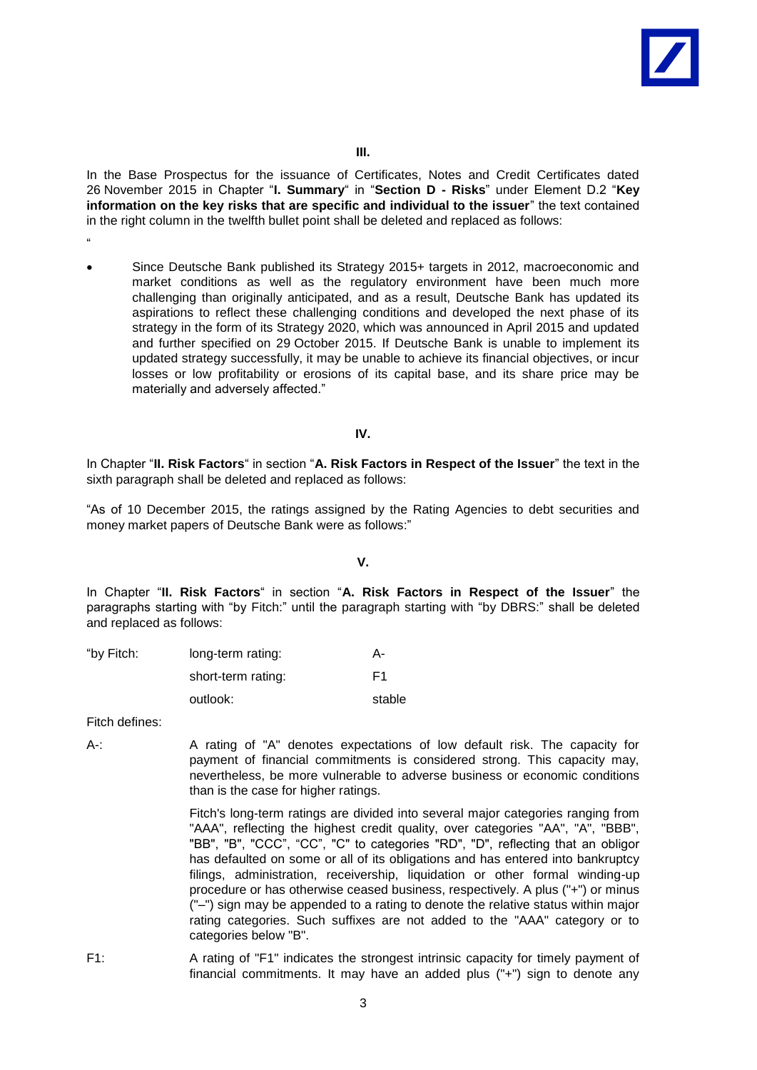### III.

In the Base Prospectus for the issuance of Certificates, Notes and Credit Certificates dated 26 November 2015 in Chapter "**I. Summary**" in "**Section D - Risks**" under Element D.2 "**Key information on the key risks that are specific and individual to the issuer**" the text contained in the right column in the twelfth bullet point shall be deleted and replaced as follows:

"

- Since Deutsche Bank published its Strategy 2015+ targets in 2012, macroeconomic and market conditions as well as the regulatory environment have been much more challenging than originally anticipated, and as a result, Deutsche Bank has updated its aspirations to reflect these challenging conditions and developed the next phase of its strategy in the form of its Strategy 2020, which was announced in April 2015 and updated and further specified on 29 October 2015. If Deutsche Bank is unable to implement its updated strategy successfully, it may be unable to achieve its financial objectives, or incur losses or low profitability or erosions of its capital base, and its share price may be materially and adversely affected."

### IV.

In Chapter "**II. Risk Factors**" in section "**A. Risk Factors in Respect of the Issuer**" the text in the sixth paragraph shall be deleted and replaced as follows:

"As of 10 December 2015, the ratings assigned by the Rating Agencies to debt securities and money market papers of Deutsche Bank were as follows:"

### V.

In Chapter "**II. Risk Factors**" in section "**A. Risk Factors in Respect of the Issuer**" the paragraphs starting with "by Fitch:" until the paragraph starting with "by DBRS:" shall be deleted and replaced as follows:

| "by Fitch: | long-term rating: | A- |
|---|---|---|
| | short-term rating: | F1 |
| | outlook: | stable |

Fitch defines:

A-: A rating of "A" denotes expectations of low default risk. The capacity for payment of financial commitments is considered strong. This capacity may, nevertheless, be more vulnerable to adverse business or economic conditions than is the case for higher ratings.

Fitch's long-term ratings are divided into several major categories ranging from "AAA", reflecting the highest credit quality, over categories "AA", "A", "BBB", "BB", "B", "CCC", "CC", "C" to categories "RD", "D", reflecting that an obligor has defaulted on some or all of its obligations and has entered into bankruptcy filings, administration, receivership, liquidation or other formal winding-up procedure or has otherwise ceased business, respectively. A plus ("+") or minus ("–") sign may be appended to a rating to denote the relative status within major rating categories. Such suffixes are not added to the "AAA" category or to categories below "B".

F1: A rating of "F1" indicates the strongest intrinsic capacity for timely payment of financial commitments. It may have an added plus ("+") sign to denote any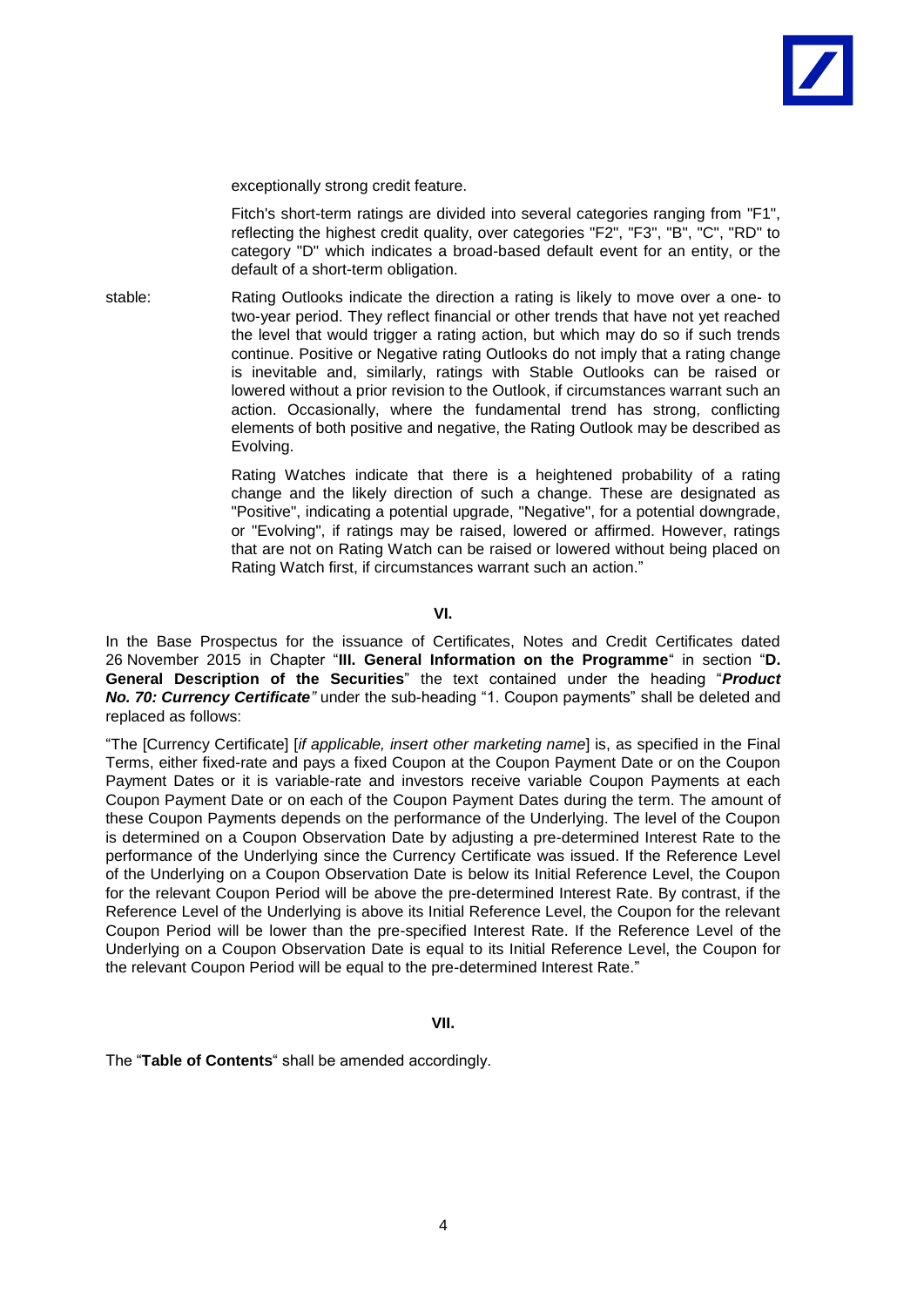exceptionally strong credit feature.

Fitch's short-term ratings are divided into several categories ranging from "F1", reflecting the highest credit quality, over categories "F2", "F3", "B", "C", "RD" to category "D" which indicates a broad-based default event for an entity, or the default of a short-term obligation.

stable: Rating Outlooks indicate the direction a rating is likely to move over a one- to two-year period. They reflect financial or other trends that have not yet reached the level that would trigger a rating action, but which may do so if such trends continue. Positive or Negative rating Outlooks do not imply that a rating change is inevitable and, similarly, ratings with Stable Outlooks can be raised or lowered without a prior revision to the Outlook, if circumstances warrant such an action. Occasionally, where the fundamental trend has strong, conflicting elements of both positive and negative, the Rating Outlook may be described as Evolving.

Rating Watches indicate that there is a heightened probability of a rating change and the likely direction of such a change. These are designated as "Positive", indicating a potential upgrade, "Negative", for a potential downgrade, or "Evolving", if ratings may be raised, lowered or affirmed. However, ratings that are not on Rating Watch can be raised or lowered without being placed on Rating Watch first, if circumstances warrant such an action."

**VI.**

In the Base Prospectus for the issuance of Certificates, Notes and Credit Certificates dated 26 November 2015 in Chapter "**III. General Information on the Programme**" in section "**D. General Description of the Securities**" the text contained under the heading "***Product No. 70: Currency Certificate***" under the sub-heading "1. Coupon payments" shall be deleted and replaced as follows:

"The [Currency Certificate] [*if applicable, insert other marketing name*] is, as specified in the Final Terms, either fixed-rate and pays a fixed Coupon at the Coupon Payment Date or on the Coupon Payment Dates or it is variable-rate and investors receive variable Coupon Payments at each Coupon Payment Date or on each of the Coupon Payment Dates during the term. The amount of these Coupon Payments depends on the performance of the Underlying. The level of the Coupon is determined on a Coupon Observation Date by adjusting a pre-determined Interest Rate to the performance of the Underlying since the Currency Certificate was issued. If the Reference Level of the Underlying on a Coupon Observation Date is below its Initial Reference Level, the Coupon for the relevant Coupon Period will be above the pre-determined Interest Rate. By contrast, if the Reference Level of the Underlying is above its Initial Reference Level, the Coupon for the relevant Coupon Period will be lower than the pre-specified Interest Rate. If the Reference Level of the Underlying on a Coupon Observation Date is equal to its Initial Reference Level, the Coupon for the relevant Coupon Period will be equal to the pre-determined Interest Rate."

**VII.**

The "**Table of Contents**" shall be amended accordingly.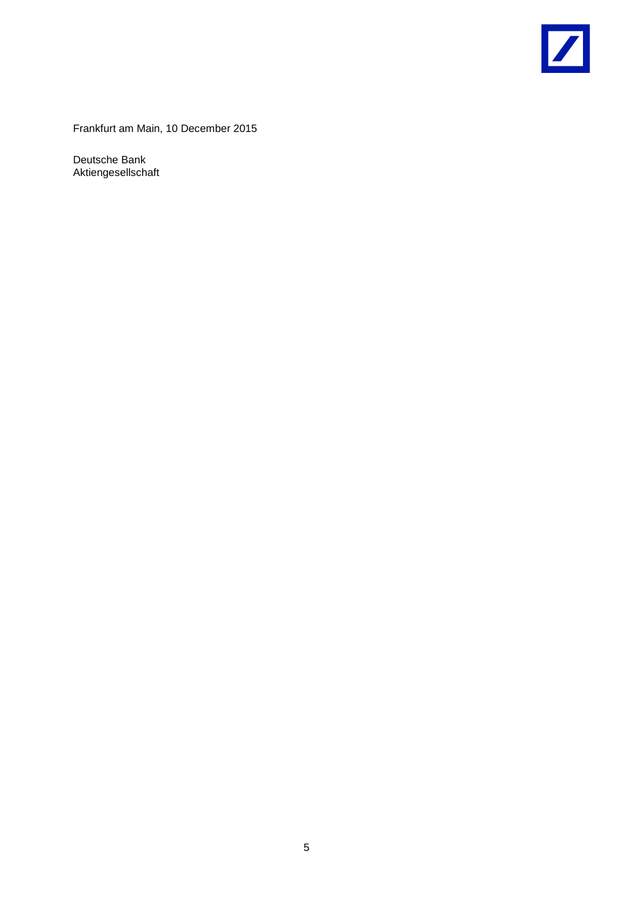Frankfurt am Main, 10 December 2015

Deutsche Bank
Aktiengesellschaft